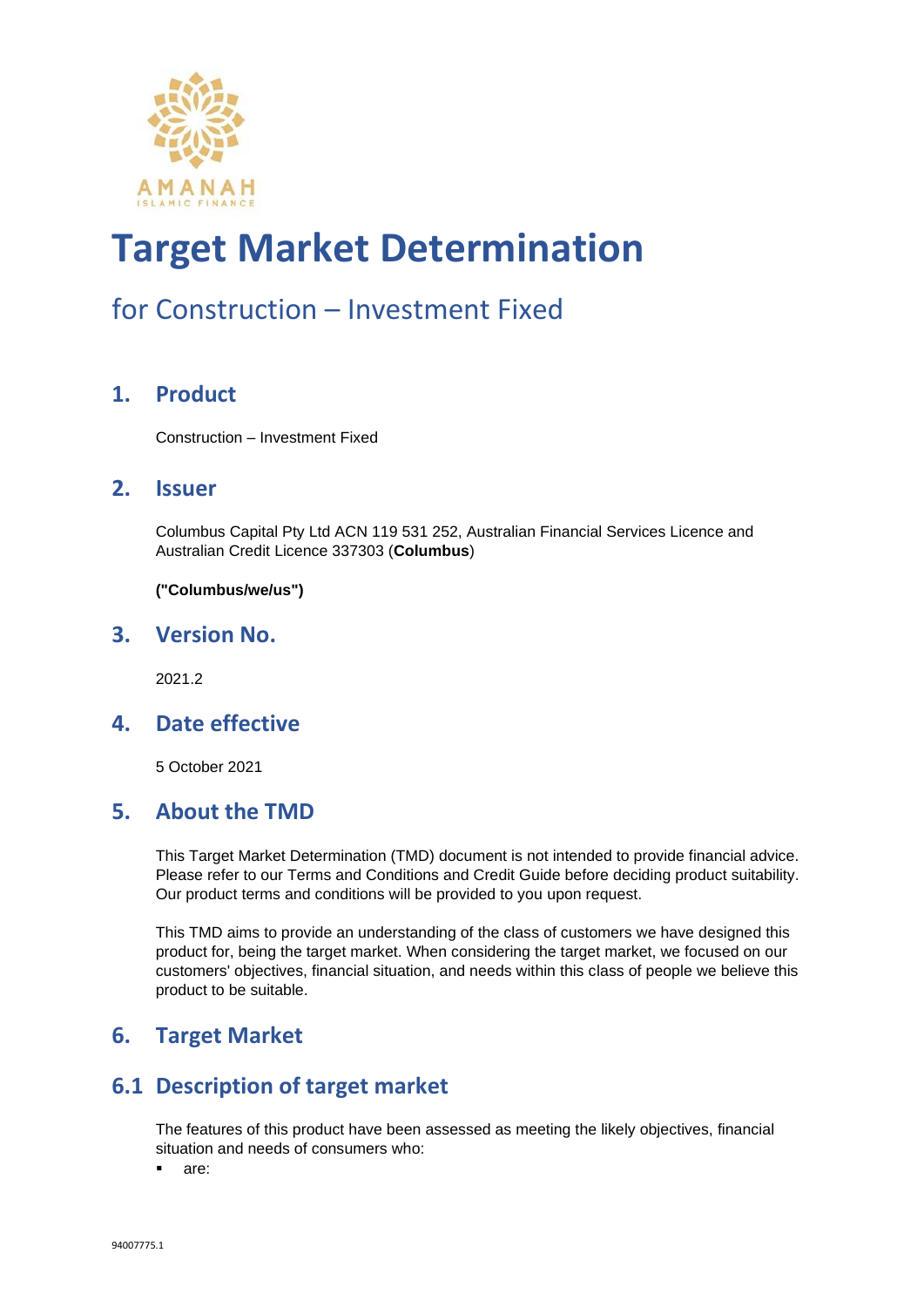AMANAH
ISLAMIC FINANCE

# Target Market Determination

## for Construction – Investment Fixed

## 1. Product

Construction – Investment Fixed

## 2. Issuer

Columbus Capital Pty Ltd ACN 119 531 252, Australian Financial Services Licence and Australian Credit Licence 337303 (**Columbus**)

**("Columbus/we/us")**

## 3. Version No.

2021.2

## 4. Date effective

5 October 2021

## 5. About the TMD

This Target Market Determination (TMD) document is not intended to provide financial advice. Please refer to our Terms and Conditions and Credit Guide before deciding product suitability. Our product terms and conditions will be provided to you upon request.

This TMD aims to provide an understanding of the class of customers we have designed this product for, being the target market. When considering the target market, we focused on our customers' objectives, financial situation, and needs within this class of people we believe this product to be suitable.

## 6. Target Market

## 6.1 Description of target market

The features of this product have been assessed as meeting the likely objectives, financial situation and needs of consumers who:

- are: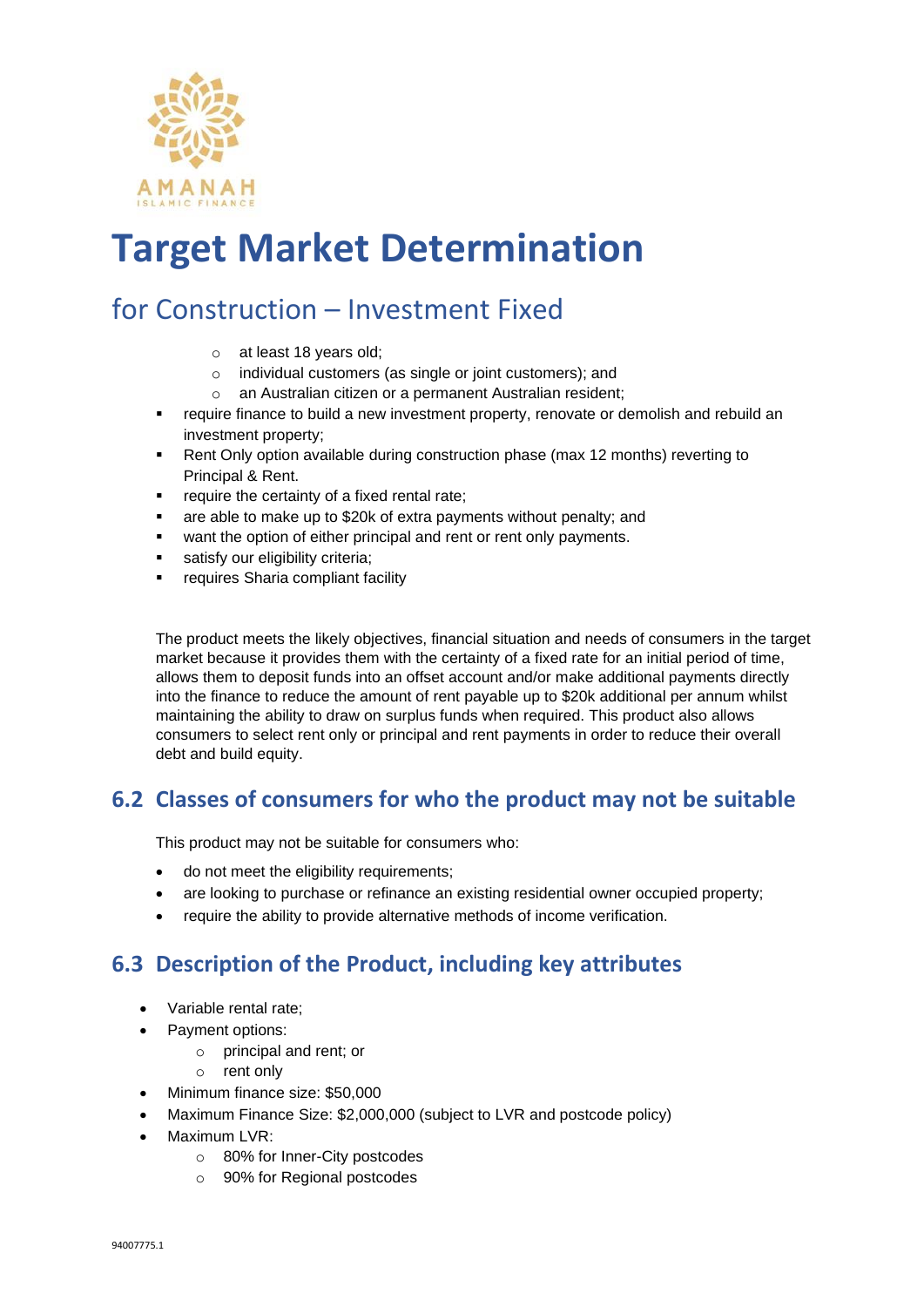# Target Market Determination

## for Construction – Investment Fixed

- at least 18 years old;
- individual customers (as single or joint customers); and
- an Australian citizen or a permanent Australian resident;

- require finance to build a new investment property, renovate or demolish and rebuild an investment property;
- Rent Only option available during construction phase (max 12 months) reverting to Principal & Rent.
- require the certainty of a fixed rental rate;
- are able to make up to $20k of extra payments without penalty; and
- want the option of either principal and rent or rent only payments.
- satisfy our eligibility criteria;
- requires Sharia compliant facility

The product meets the likely objectives, financial situation and needs of consumers in the target market because it provides them with the certainty of a fixed rate for an initial period of time, allows them to deposit funds into an offset account and/or make additional payments directly into the finance to reduce the amount of rent payable up to $20k additional per annum whilst maintaining the ability to draw on surplus funds when required. This product also allows consumers to select rent only or principal and rent payments in order to reduce their overall debt and build equity.

## 6.2 Classes of consumers for who the product may not be suitable

This product may not be suitable for consumers who:

- do not meet the eligibility requirements;
- are looking to purchase or refinance an existing residential owner occupied property;
- require the ability to provide alternative methods of income verification.

## 6.3 Description of the Product, including key attributes

- Variable rental rate;
- Payment options:
  - principal and rent; or
  - rent only
- Minimum finance size: $50,000
- Maximum Finance Size: $2,000,000 (subject to LVR and postcode policy)
- Maximum LVR:
  - 80% for Inner-City postcodes
  - 90% for Regional postcodes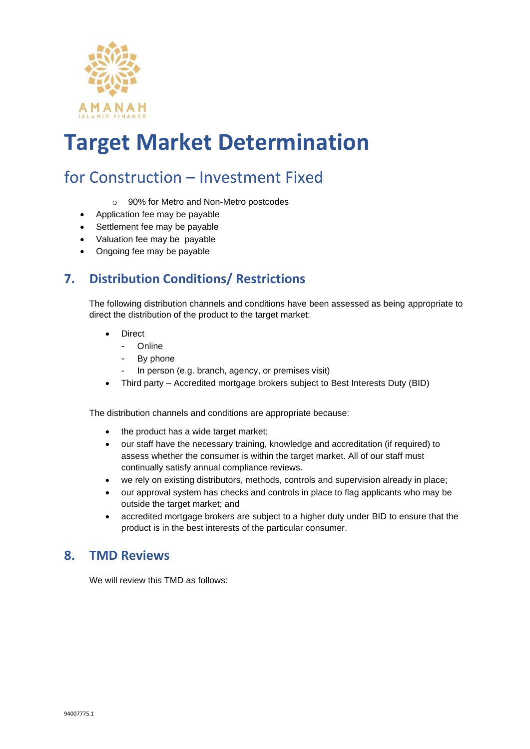# Target Market Determination

## for Construction – Investment Fixed

    - 90% for Metro and Non-Metro postcodes
- Application fee may be payable
- Settlement fee may be payable
- Valuation fee may be payable
- Ongoing fee may be payable

## 7. Distribution Conditions/ Restrictions

The following distribution channels and conditions have been assessed as being appropriate to direct the distribution of the product to the target market:

- Direct
  - Online
  - By phone
  - In person (e.g. branch, agency, or premises visit)
- Third party – Accredited mortgage brokers subject to Best Interests Duty (BID)

The distribution channels and conditions are appropriate because:

- the product has a wide target market;
- our staff have the necessary training, knowledge and accreditation (if required) to assess whether the consumer is within the target market. All of our staff must continually satisfy annual compliance reviews.
- we rely on existing distributors, methods, controls and supervision already in place;
- our approval system has checks and controls in place to flag applicants who may be outside the target market; and
- accredited mortgage brokers are subject to a higher duty under BID to ensure that the product is in the best interests of the particular consumer.

## 8. TMD Reviews

We will review this TMD as follows: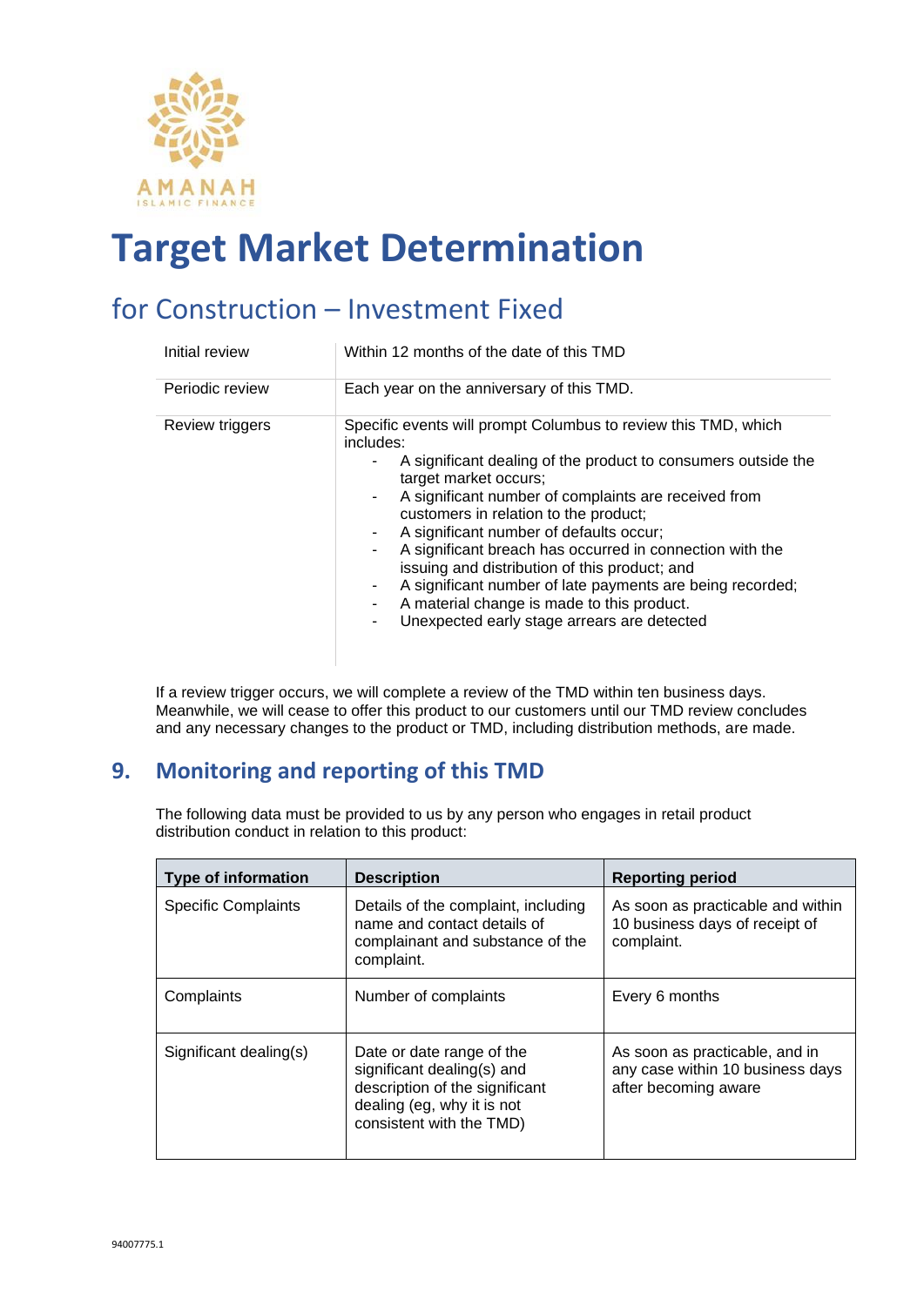# Target Market Determination

## for Construction – Investment Fixed

| | |
|---|---|
| Initial review | Within 12 months of the date of this TMD |
| Periodic review | Each year on the anniversary of this TMD. |
| Review triggers | Specific events will prompt Columbus to review this TMD, which includes:<br>- A significant dealing of the product to consumers outside the target market occurs;<br>- A significant number of complaints are received from customers in relation to the product;<br>- A significant number of defaults occur;<br>- A significant breach has occurred in connection with the issuing and distribution of this product; and<br>- A significant number of late payments are being recorded;<br>- A material change is made to this product.<br>- Unexpected early stage arrears are detected |

If a review trigger occurs, we will complete a review of the TMD within ten business days. Meanwhile, we will cease to offer this product to our customers until our TMD review concludes and any necessary changes to the product or TMD, including distribution methods, are made.

## 9. Monitoring and reporting of this TMD

The following data must be provided to us by any person who engages in retail product distribution conduct in relation to this product:

| Type of information | Description | Reporting period |
|---|---|---|
| Specific Complaints | Details of the complaint, including name and contact details of complainant and substance of the complaint. | As soon as practicable and within 10 business days of receipt of complaint. |
| Complaints | Number of complaints | Every 6 months |
| Significant dealing(s) | Date or date range of the significant dealing(s) and description of the significant dealing (eg, why it is not consistent with the TMD) | As soon as practicable, and in any case within 10 business days after becoming aware |

94007775.1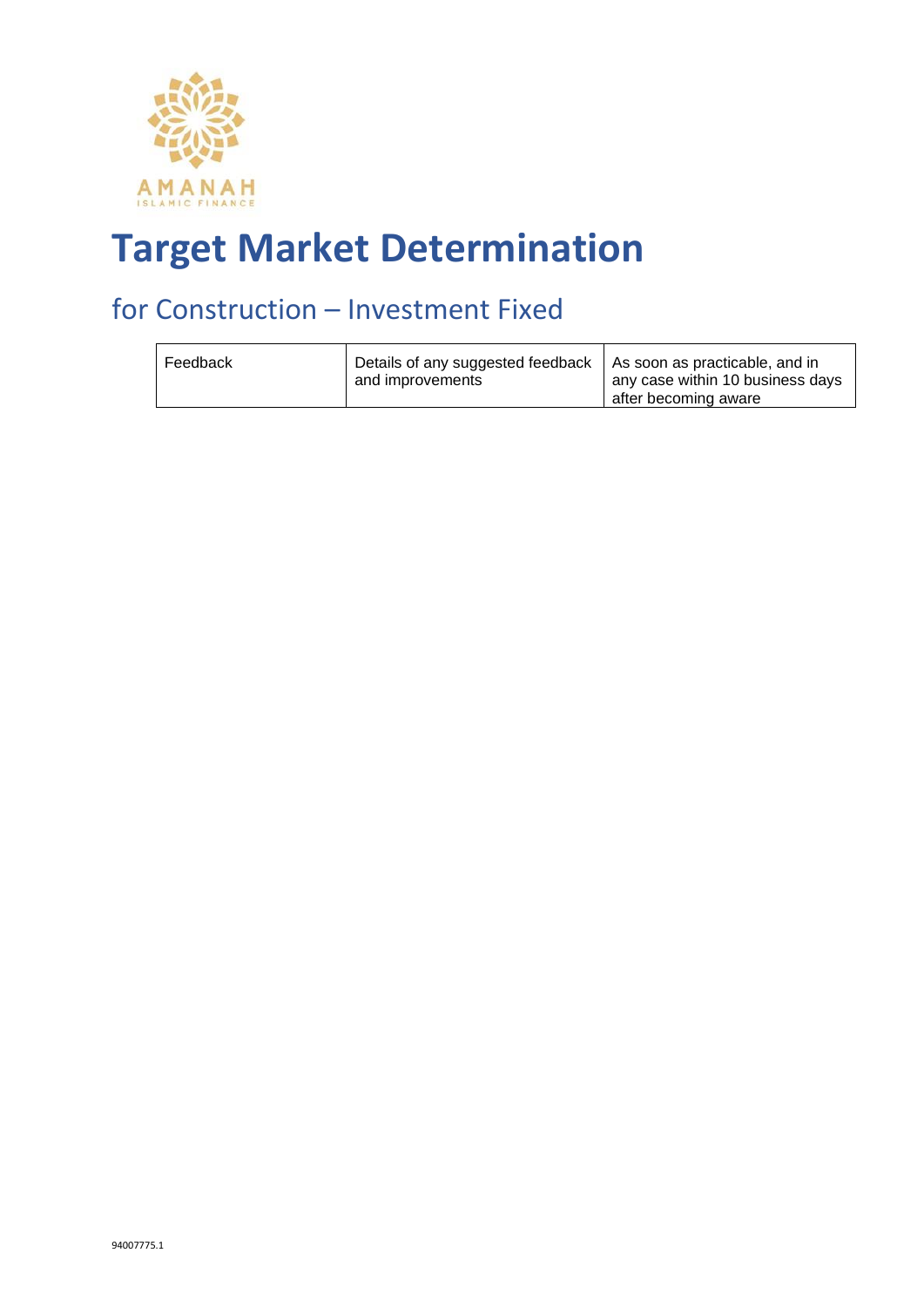# Target Market Determination

## for Construction – Investment Fixed

| | | |
|---|---|---|
| Feedback | Details of any suggested feedback and improvements | As soon as practicable, and in any case within 10 business days after becoming aware |